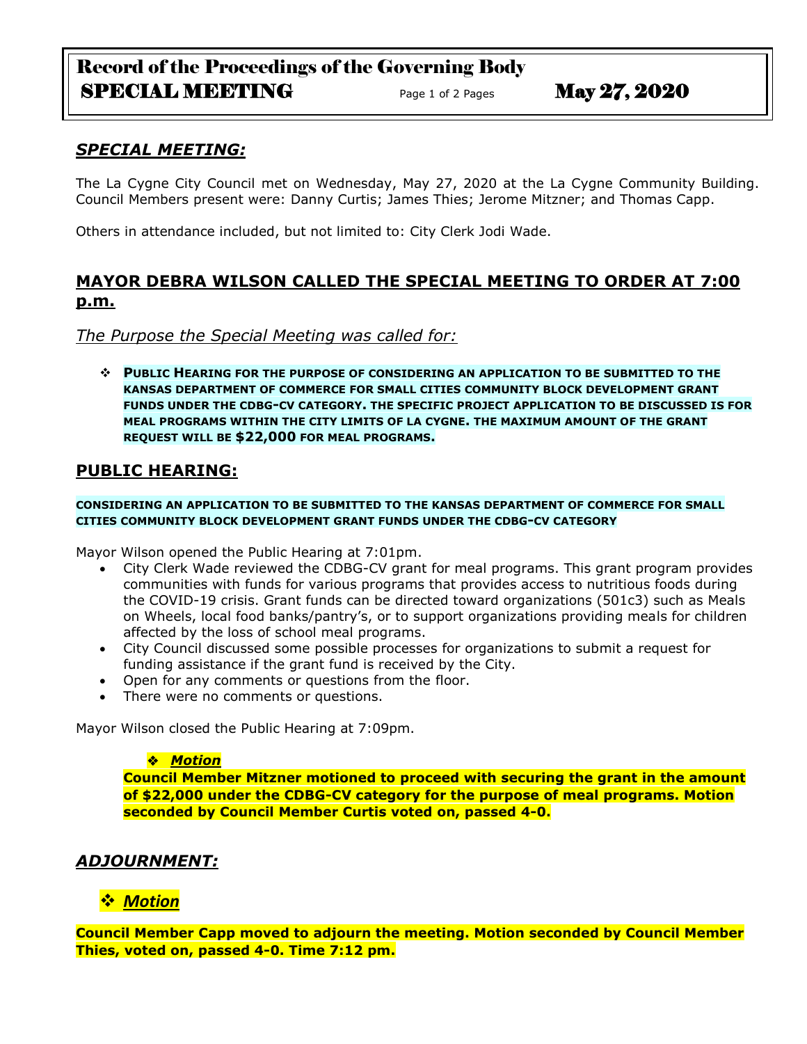# Record of the Proceedings of the Governing Body

## SPECIAL MEETING    May 27, 2020

## *SPECIAL MEETING:*

The La Cygne City Council met on Wednesday, May 27, 2020 at the La Cygne Community Building. Council Members present were: Danny Curtis; James Thies; Jerome Mitzner; and Thomas Capp.

Others in attendance included, but not limited to: City Clerk Jodi Wade.

## MAYOR DEBRA WILSON CALLED THE SPECIAL MEETING TO ORDER AT 7:00 p.m.

*The Purpose the Special Meeting was called for:*

- **PUBLIC HEARING FOR THE PURPOSE OF CONSIDERING AN APPLICATION TO BE SUBMITTED TO THE KANSAS DEPARTMENT OF COMMERCE FOR SMALL CITIES COMMUNITY BLOCK DEVELOPMENT GRANT FUNDS UNDER THE CDBG-CV CATEGORY. THE SPECIFIC PROJECT APPLICATION TO BE DISCUSSED IS FOR MEAL PROGRAMS WITHIN THE CITY LIMITS OF LA CYGNE. THE MAXIMUM AMOUNT OF THE GRANT REQUEST WILL BE $22,000 FOR MEAL PROGRAMS.**

## PUBLIC HEARING:

**CONSIDERING AN APPLICATION TO BE SUBMITTED TO THE KANSAS DEPARTMENT OF COMMERCE FOR SMALL CITIES COMMUNITY BLOCK DEVELOPMENT GRANT FUNDS UNDER THE CDBG-CV CATEGORY**

Mayor Wilson opened the Public Hearing at 7:01pm.

- City Clerk Wade reviewed the CDBG-CV grant for meal programs. This grant program provides communities with funds for various programs that provides access to nutritious foods during the COVID-19 crisis. Grant funds can be directed toward organizations (501c3) such as Meals on Wheels, local food banks/pantry's, or to support organizations providing meals for children affected by the loss of school meal programs.
- City Council discussed some possible processes for organizations to submit a request for funding assistance if the grant fund is received by the City.
- Open for any comments or questions from the floor.
- There were no comments or questions.

Mayor Wilson closed the Public Hearing at 7:09pm.

- ***Motion***

**Council Member Mitzner motioned to proceed with securing the grant in the amount of $22,000 under the CDBG-CV category for the purpose of meal programs. Motion seconded by Council Member Curtis voted on, passed 4-0.**

## *ADJOURNMENT:*

- ***Motion***

**Council Member Capp moved to adjourn the meeting. Motion seconded by Council Member Thies, voted on, passed 4-0. Time 7:12 pm.**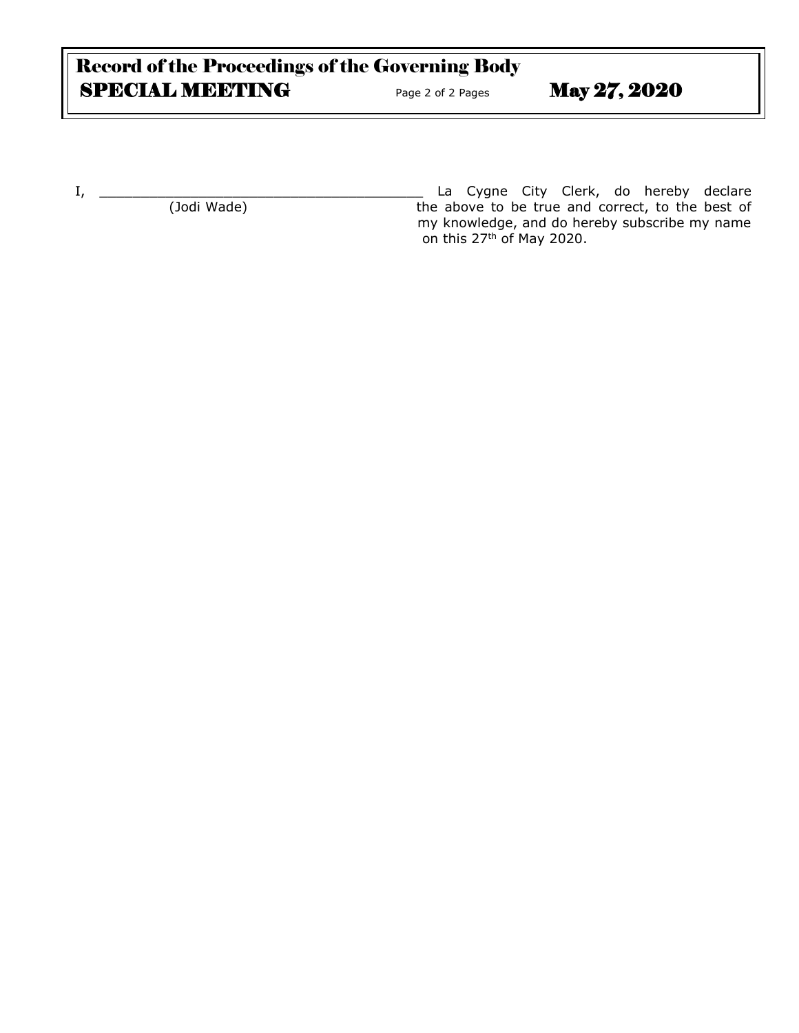I, ________________________________________ La Cygne City Clerk, do hereby declare the above to be true and correct, to the best of my knowledge, and do hereby subscribe my name on this 27th of May 2020.

(Jodi Wade)